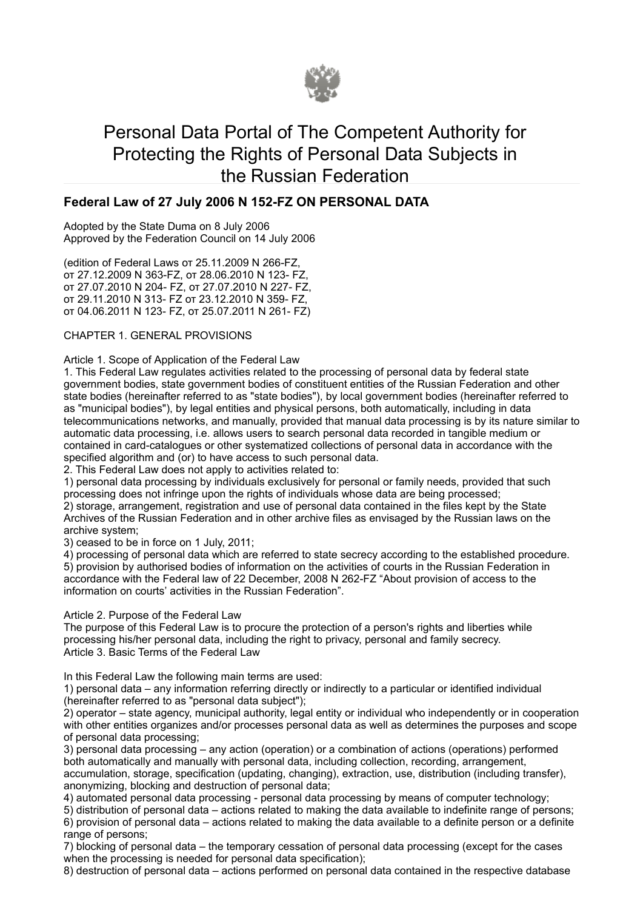# Personal Data Portal of The Competent Authority for Protecting the Rights of Personal Data Subjects in the Russian Federation

## Federal Law of 27 July 2006 N 152-FZ ON PERSONAL DATA

Adopted by the State Duma on 8 July 2006
Approved by the Federation Council on 14 July 2006

(edition of Federal Laws от 25.11.2009 N 266-FZ,
от 27.12.2009 N 363-FZ, от 28.06.2010 N 123- FZ,
от 27.07.2010 N 204- FZ, от 27.07.2010 N 227- FZ,
от 29.11.2010 N 313- FZ от 23.12.2010 N 359- FZ,
от 04.06.2011 N 123- FZ, от 25.07.2011 N 261- FZ)

CHAPTER 1. GENERAL PROVISIONS

Article 1. Scope of Application of the Federal Law

1. This Federal Law regulates activities related to the processing of personal data by federal state government bodies, state government bodies of constituent entities of the Russian Federation and other state bodies (hereinafter referred to as "state bodies"), by local government bodies (hereinafter referred to as "municipal bodies"), by legal entities and physical persons, both automatically, including in data telecommunications networks, and manually, provided that manual data processing is by its nature similar to automatic data processing, i.e. allows users to search personal data recorded in tangible medium or contained in card-catalogues or other systematized collections of personal data in accordance with the specified algorithm and (or) to have access to such personal data.

2. This Federal Law does not apply to activities related to:

1) personal data processing by individuals exclusively for personal or family needs, provided that such processing does not infringe upon the rights of individuals whose data are being processed;

2) storage, arrangement, registration and use of personal data contained in the files kept by the State Archives of the Russian Federation and in other archive files as envisaged by the Russian laws on the archive system;

3) ceased to be in force on 1 July, 2011;

4) processing of personal data which are referred to state secrecy according to the established procedure.

5) provision by authorised bodies of information on the activities of courts in the Russian Federation in accordance with the Federal law of 22 December, 2008 N 262-FZ “About provision of access to the information on courts’ activities in the Russian Federation”.

Article 2. Purpose of the Federal Law

The purpose of this Federal Law is to procure the protection of a person's rights and liberties while processing his/her personal data, including the right to privacy, personal and family secrecy.

Article 3. Basic Terms of the Federal Law

In this Federal Law the following main terms are used:

1) personal data – any information referring directly or indirectly to a particular or identified individual (hereinafter referred to as "personal data subject");

2) operator – state agency, municipal authority, legal entity or individual who independently or in cooperation with other entities organizes and/or processes personal data as well as determines the purposes and scope of personal data processing;

3) personal data processing – any action (operation) or a combination of actions (operations) performed both automatically and manually with personal data, including collection, recording, arrangement, accumulation, storage, specification (updating, changing), extraction, use, distribution (including transfer), anonymizing, blocking and destruction of personal data;

4) automated personal data processing - personal data processing by means of computer technology;

5) distribution of personal data – actions related to making the data available to indefinite range of persons;

6) provision of personal data – actions related to making the data available to a definite person or a definite range of persons;

7) blocking of personal data – the temporary cessation of personal data processing (except for the cases when the processing is needed for personal data specification);

8) destruction of personal data – actions performed on personal data contained in the respective database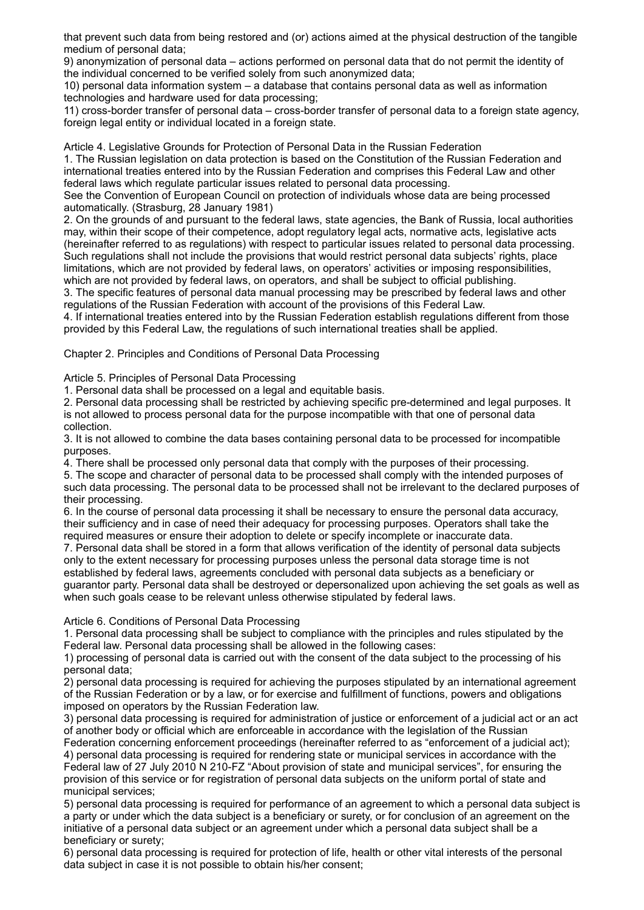that prevent such data from being restored and (or) actions aimed at the physical destruction of the tangible medium of personal data;

9) anonymization of personal data – actions performed on personal data that do not permit the identity of the individual concerned to be verified solely from such anonymized data;

10) personal data information system – a database that contains personal data as well as information technologies and hardware used for data processing;

11) cross-border transfer of personal data – cross-border transfer of personal data to a foreign state agency, foreign legal entity or individual located in a foreign state.

### Article 4. Legislative Grounds for Protection of Personal Data in the Russian Federation

1. The Russian legislation on data protection is based on the Constitution of the Russian Federation and international treaties entered into by the Russian Federation and comprises this Federal Law and other federal laws which regulate particular issues related to personal data processing.

See the Convention of European Council on protection of individuals whose data are being processed automatically. (Strasburg, 28 January 1981)

2. On the grounds of and pursuant to the federal laws, state agencies, the Bank of Russia, local authorities may, within their scope of their competence, adopt regulatory legal acts, normative acts, legislative acts (hereinafter referred to as regulations) with respect to particular issues related to personal data processing. Such regulations shall not include the provisions that would restrict personal data subjects' rights, place limitations, which are not provided by federal laws, on operators' activities or imposing responsibilities, which are not provided by federal laws, on operators, and shall be subject to official publishing.

3. The specific features of personal data manual processing may be prescribed by federal laws and other regulations of the Russian Federation with account of the provisions of this Federal Law.

4. If international treaties entered into by the Russian Federation establish regulations different from those provided by this Federal Law, the regulations of such international treaties shall be applied.

## Chapter 2. Principles and Conditions of Personal Data Processing

### Article 5. Principles of Personal Data Processing

1. Personal data shall be processed on a legal and equitable basis.

2. Personal data processing shall be restricted by achieving specific pre-determined and legal purposes. It is not allowed to process personal data for the purpose incompatible with that one of personal data collection.

3. It is not allowed to combine the data bases containing personal data to be processed for incompatible purposes.

4. There shall be processed only personal data that comply with the purposes of their processing.

5. The scope and character of personal data to be processed shall comply with the intended purposes of such data processing. The personal data to be processed shall not be irrelevant to the declared purposes of their processing.

6. In the course of personal data processing it shall be necessary to ensure the personal data accuracy, their sufficiency and in case of need their adequacy for processing purposes. Operators shall take the required measures or ensure their adoption to delete or specify incomplete or inaccurate data.

7. Personal data shall be stored in a form that allows verification of the identity of personal data subjects only to the extent necessary for processing purposes unless the personal data storage time is not established by federal laws, agreements concluded with personal data subjects as a beneficiary or guarantor party. Personal data shall be destroyed or depersonalized upon achieving the set goals as well as when such goals cease to be relevant unless otherwise stipulated by federal laws.

### Article 6. Conditions of Personal Data Processing

1. Personal data processing shall be subject to compliance with the principles and rules stipulated by the Federal law. Personal data processing shall be allowed in the following cases:

1) processing of personal data is carried out with the consent of the data subject to the processing of his personal data;

2) personal data processing is required for achieving the purposes stipulated by an international agreement of the Russian Federation or by a law, or for exercise and fulfillment of functions, powers and obligations imposed on operators by the Russian Federation law.

3) personal data processing is required for administration of justice or enforcement of a judicial act or an act of another body or official which are enforceable in accordance with the legislation of the Russian Federation concerning enforcement proceedings (hereinafter referred to as "enforcement of a judicial act);

4) personal data processing is required for rendering state or municipal services in accordance with the Federal law of 27 July 2010 N 210-FZ "About provision of state and municipal services", for ensuring the provision of this service or for registration of personal data subjects on the uniform portal of state and municipal services;

5) personal data processing is required for performance of an agreement to which a personal data subject is a party or under which the data subject is a beneficiary or surety, or for conclusion of an agreement on the initiative of a personal data subject or an agreement under which a personal data subject shall be a beneficiary or surety;

6) personal data processing is required for protection of life, health or other vital interests of the personal data subject in case it is not possible to obtain his/her consent;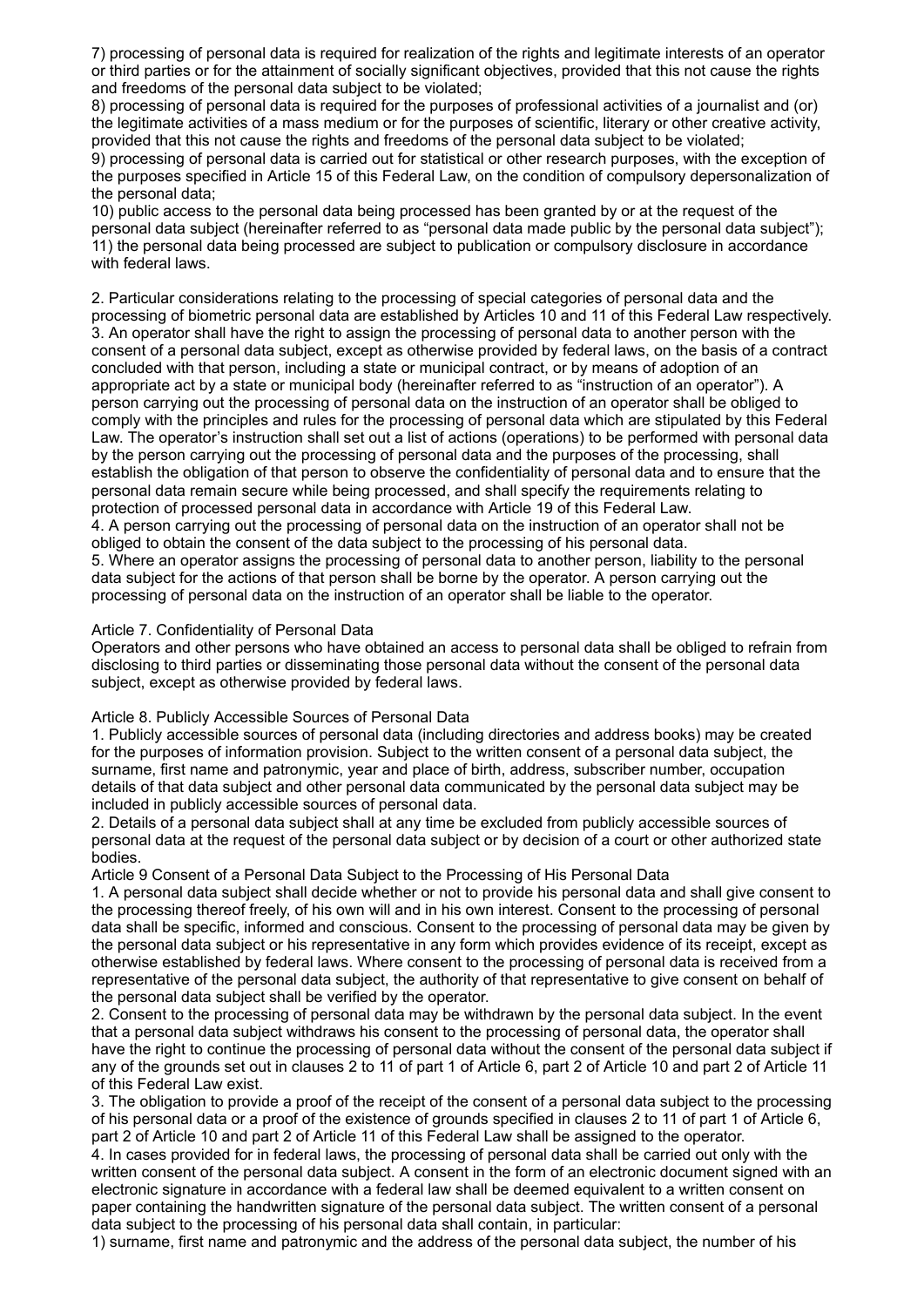7) processing of personal data is required for realization of the rights and legitimate interests of an operator or third parties or for the attainment of socially significant objectives, provided that this not cause the rights and freedoms of the personal data subject to be violated;

8) processing of personal data is required for the purposes of professional activities of a journalist and (or) the legitimate activities of a mass medium or for the purposes of scientific, literary or other creative activity, provided that this not cause the rights and freedoms of the personal data subject to be violated;

9) processing of personal data is carried out for statistical or other research purposes, with the exception of the purposes specified in Article 15 of this Federal Law, on the condition of compulsory depersonalization of the personal data;

10) public access to the personal data being processed has been granted by or at the request of the personal data subject (hereinafter referred to as "personal data made public by the personal data subject");

11) the personal data being processed are subject to publication or compulsory disclosure in accordance with federal laws.

2. Particular considerations relating to the processing of special categories of personal data and the processing of biometric personal data are established by Articles 10 and 11 of this Federal Law respectively.

3. An operator shall have the right to assign the processing of personal data to another person with the consent of a personal data subject, except as otherwise provided by federal laws, on the basis of a contract concluded with that person, including a state or municipal contract, or by means of adoption of an appropriate act by a state or municipal body (hereinafter referred to as "instruction of an operator"). A person carrying out the processing of personal data on the instruction of an operator shall be obliged to comply with the principles and rules for the processing of personal data which are stipulated by this Federal Law. The operator's instruction shall set out a list of actions (operations) to be performed with personal data by the person carrying out the processing of personal data and the purposes of the processing, shall establish the obligation of that person to observe the confidentiality of personal data and to ensure that the personal data remain secure while being processed, and shall specify the requirements relating to protection of processed personal data in accordance with Article 19 of this Federal Law.

4. A person carrying out the processing of personal data on the instruction of an operator shall not be obliged to obtain the consent of the data subject to the processing of his personal data.

5. Where an operator assigns the processing of personal data to another person, liability to the personal data subject for the actions of that person shall be borne by the operator. A person carrying out the processing of personal data on the instruction of an operator shall be liable to the operator.

Article 7. Confidentiality of Personal Data

Operators and other persons who have obtained an access to personal data shall be obliged to refrain from disclosing to third parties or disseminating those personal data without the consent of the personal data subject, except as otherwise provided by federal laws.

Article 8. Publicly Accessible Sources of Personal Data

1. Publicly accessible sources of personal data (including directories and address books) may be created for the purposes of information provision. Subject to the written consent of a personal data subject, the surname, first name and patronymic, year and place of birth, address, subscriber number, occupation details of that data subject and other personal data communicated by the personal data subject may be included in publicly accessible sources of personal data.

2. Details of a personal data subject shall at any time be excluded from publicly accessible sources of personal data at the request of the personal data subject or by decision of a court or other authorized state bodies.

Article 9 Consent of a Personal Data Subject to the Processing of His Personal Data

1. A personal data subject shall decide whether or not to provide his personal data and shall give consent to the processing thereof freely, of his own will and in his own interest. Consent to the processing of personal data shall be specific, informed and conscious. Consent to the processing of personal data may be given by the personal data subject or his representative in any form which provides evidence of its receipt, except as otherwise established by federal laws. Where consent to the processing of personal data is received from a representative of the personal data subject, the authority of that representative to give consent on behalf of the personal data subject shall be verified by the operator.

2. Consent to the processing of personal data may be withdrawn by the personal data subject. In the event that a personal data subject withdraws his consent to the processing of personal data, the operator shall have the right to continue the processing of personal data without the consent of the personal data subject if any of the grounds set out in clauses 2 to 11 of part 1 of Article 6, part 2 of Article 10 and part 2 of Article 11 of this Federal Law exist.

3. The obligation to provide a proof of the receipt of the consent of a personal data subject to the processing of his personal data or a proof of the existence of grounds specified in clauses 2 to 11 of part 1 of Article 6, part 2 of Article 10 and part 2 of Article 11 of this Federal Law shall be assigned to the operator.

4. In cases provided for in federal laws, the processing of personal data shall be carried out only with the written consent of the personal data subject. A consent in the form of an electronic document signed with an electronic signature in accordance with a federal law shall be deemed equivalent to a written consent on paper containing the handwritten signature of the personal data subject. The written consent of a personal data subject to the processing of his personal data shall contain, in particular:

1) surname, first name and patronymic and the address of the personal data subject, the number of his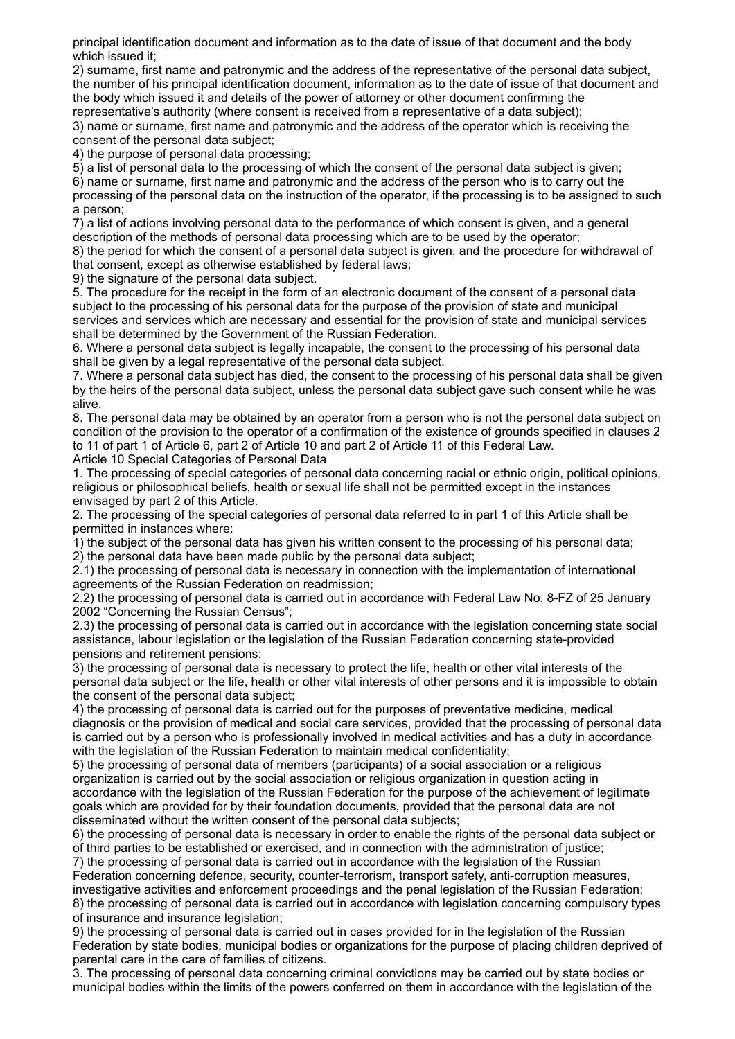principal identification document and information as to the date of issue of that document and the body which issued it;

2) surname, first name and patronymic and the address of the representative of the personal data subject, the number of his principal identification document, information as to the date of issue of that document and the body which issued it and details of the power of attorney or other document confirming the representative's authority (where consent is received from a representative of a data subject);

3) name or surname, first name and patronymic and the address of the operator which is receiving the consent of the personal data subject;

4) the purpose of personal data processing;

5) a list of personal data to the processing of which the consent of the personal data subject is given;

6) name or surname, first name and patronymic and the address of the person who is to carry out the processing of the personal data on the instruction of the operator, if the processing is to be assigned to such a person;

7) a list of actions involving personal data to the performance of which consent is given, and a general description of the methods of personal data processing which are to be used by the operator;

8) the period for which the consent of a personal data subject is given, and the procedure for withdrawal of that consent, except as otherwise established by federal laws;

9) the signature of the personal data subject.

5. The procedure for the receipt in the form of an electronic document of the consent of a personal data subject to the processing of his personal data for the purpose of the provision of state and municipal services and services which are necessary and essential for the provision of state and municipal services shall be determined by the Government of the Russian Federation.

6. Where a personal data subject is legally incapable, the consent to the processing of his personal data shall be given by a legal representative of the personal data subject.

7. Where a personal data subject has died, the consent to the processing of his personal data shall be given by the heirs of the personal data subject, unless the personal data subject gave such consent while he was alive.

8. The personal data may be obtained by an operator from a person who is not the personal data subject on condition of the provision to the operator of a confirmation of the existence of grounds specified in clauses 2 to 11 of part 1 of Article 6, part 2 of Article 10 and part 2 of Article 11 of this Federal Law.

Article 10 Special Categories of Personal Data

1. The processing of special categories of personal data concerning racial or ethnic origin, political opinions, religious or philosophical beliefs, health or sexual life shall not be permitted except in the instances envisaged by part 2 of this Article.

2. The processing of the special categories of personal data referred to in part 1 of this Article shall be permitted in instances where:

1) the subject of the personal data has given his written consent to the processing of his personal data;

2) the personal data have been made public by the personal data subject;

2.1) the processing of personal data is necessary in connection with the implementation of international agreements of the Russian Federation on readmission;

2.2) the processing of personal data is carried out in accordance with Federal Law No. 8-FZ of 25 January 2002 "Concerning the Russian Census";

2.3) the processing of personal data is carried out in accordance with the legislation concerning state social assistance, labour legislation or the legislation of the Russian Federation concerning state-provided pensions and retirement pensions;

3) the processing of personal data is necessary to protect the life, health or other vital interests of the personal data subject or the life, health or other vital interests of other persons and it is impossible to obtain the consent of the personal data subject;

4) the processing of personal data is carried out for the purposes of preventative medicine, medical diagnosis or the provision of medical and social care services, provided that the processing of personal data is carried out by a person who is professionally involved in medical activities and has a duty in accordance with the legislation of the Russian Federation to maintain medical confidentiality;

5) the processing of personal data of members (participants) of a social association or a religious organization is carried out by the social association or religious organization in question acting in accordance with the legislation of the Russian Federation for the purpose of the achievement of legitimate goals which are provided for by their foundation documents, provided that the personal data are not disseminated without the written consent of the personal data subjects;

6) the processing of personal data is necessary in order to enable the rights of the personal data subject or of third parties to be established or exercised, and in connection with the administration of justice;

7) the processing of personal data is carried out in accordance with the legislation of the Russian Federation concerning defence, security, counter-terrorism, transport safety, anti-corruption measures, investigative activities and enforcement proceedings and the penal legislation of the Russian Federation;

8) the processing of personal data is carried out in accordance with legislation concerning compulsory types of insurance and insurance legislation;

9) the processing of personal data is carried out in cases provided for in the legislation of the Russian Federation by state bodies, municipal bodies or organizations for the purpose of placing children deprived of parental care in the care of families of citizens.

3. The processing of personal data concerning criminal convictions may be carried out by state bodies or municipal bodies within the limits of the powers conferred on them in accordance with the legislation of the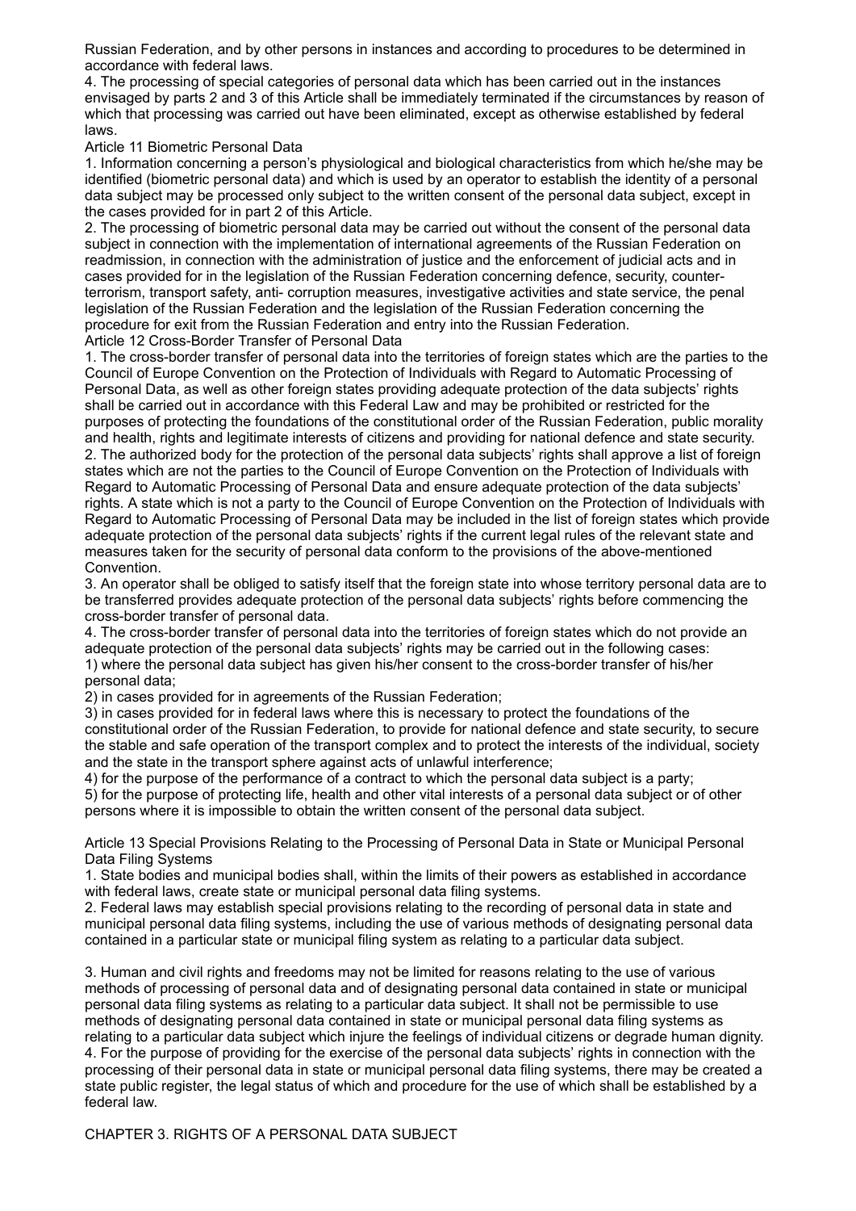Russian Federation, and by other persons in instances and according to procedures to be determined in accordance with federal laws.

4. The processing of special categories of personal data which has been carried out in the instances envisaged by parts 2 and 3 of this Article shall be immediately terminated if the circumstances by reason of which that processing was carried out have been eliminated, except as otherwise established by federal laws.

### Article 11 Biometric Personal Data

1. Information concerning a person's physiological and biological characteristics from which he/she may be identified (biometric personal data) and which is used by an operator to establish the identity of a personal data subject may be processed only subject to the written consent of the personal data subject, except in the cases provided for in part 2 of this Article.

2. The processing of biometric personal data may be carried out without the consent of the personal data subject in connection with the implementation of international agreements of the Russian Federation on readmission, in connection with the administration of justice and the enforcement of judicial acts and in cases provided for in the legislation of the Russian Federation concerning defence, security, counter-terrorism, transport safety, anti- corruption measures, investigative activities and state service, the penal legislation of the Russian Federation and the legislation of the Russian Federation concerning the procedure for exit from the Russian Federation and entry into the Russian Federation.

### Article 12 Cross-Border Transfer of Personal Data

1. The cross-border transfer of personal data into the territories of foreign states which are the parties to the Council of Europe Convention on the Protection of Individuals with Regard to Automatic Processing of Personal Data, as well as other foreign states providing adequate protection of the data subjects' rights shall be carried out in accordance with this Federal Law and may be prohibited or restricted for the purposes of protecting the foundations of the constitutional order of the Russian Federation, public morality and health, rights and legitimate interests of citizens and providing for national defence and state security.

2. The authorized body for the protection of the personal data subjects' rights shall approve a list of foreign states which are not the parties to the Council of Europe Convention on the Protection of Individuals with Regard to Automatic Processing of Personal Data and ensure adequate protection of the data subjects' rights. A state which is not a party to the Council of Europe Convention on the Protection of Individuals with Regard to Automatic Processing of Personal Data may be included in the list of foreign states which provide adequate protection of the personal data subjects' rights if the current legal rules of the relevant state and measures taken for the security of personal data conform to the provisions of the above-mentioned Convention.

3. An operator shall be obliged to satisfy itself that the foreign state into whose territory personal data are to be transferred provides adequate protection of the personal data subjects' rights before commencing the cross-border transfer of personal data.

4. The cross-border transfer of personal data into the territories of foreign states which do not provide an adequate protection of the personal data subjects' rights may be carried out in the following cases:

1) where the personal data subject has given his/her consent to the cross-border transfer of his/her personal data;

2) in cases provided for in agreements of the Russian Federation;

3) in cases provided for in federal laws where this is necessary to protect the foundations of the constitutional order of the Russian Federation, to provide for national defence and state security, to secure the stable and safe operation of the transport complex and to protect the interests of the individual, society and the state in the transport sphere against acts of unlawful interference;

4) for the purpose of the performance of a contract to which the personal data subject is a party;

5) for the purpose of protecting life, health and other vital interests of a personal data subject or of other persons where it is impossible to obtain the written consent of the personal data subject.

### Article 13 Special Provisions Relating to the Processing of Personal Data in State or Municipal Personal Data Filing Systems

1. State bodies and municipal bodies shall, within the limits of their powers as established in accordance with federal laws, create state or municipal personal data filing systems.

2. Federal laws may establish special provisions relating to the recording of personal data in state and municipal personal data filing systems, including the use of various methods of designating personal data contained in a particular state or municipal filing system as relating to a particular data subject.

3. Human and civil rights and freedoms may not be limited for reasons relating to the use of various methods of processing of personal data and of designating personal data contained in state or municipal personal data filing systems as relating to a particular data subject. It shall not be permissible to use methods of designating personal data contained in state or municipal personal data filing systems as relating to a particular data subject which injure the feelings of individual citizens or degrade human dignity.

4. For the purpose of providing for the exercise of the personal data subjects' rights in connection with the processing of their personal data in state or municipal personal data filing systems, there may be created a state public register, the legal status of which and procedure for the use of which shall be established by a federal law.

## CHAPTER 3. RIGHTS OF A PERSONAL DATA SUBJECT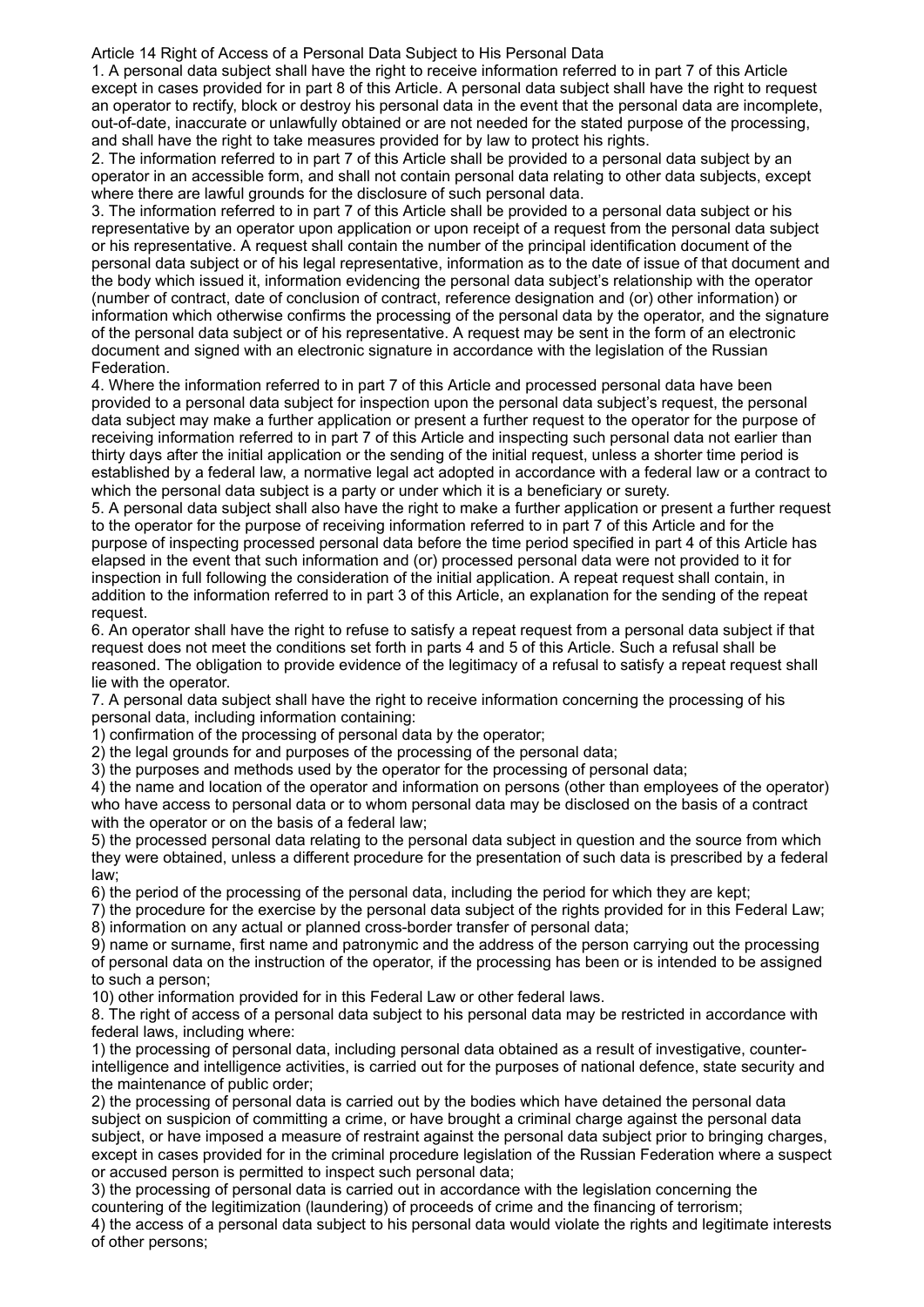## Article 14 Right of Access of a Personal Data Subject to His Personal Data

1. A personal data subject shall have the right to receive information referred to in part 7 of this Article except in cases provided for in part 8 of this Article. A personal data subject shall have the right to request an operator to rectify, block or destroy his personal data in the event that the personal data are incomplete, out-of-date, inaccurate or unlawfully obtained or are not needed for the stated purpose of the processing, and shall have the right to take measures provided for by law to protect his rights.

2. The information referred to in part 7 of this Article shall be provided to a personal data subject by an operator in an accessible form, and shall not contain personal data relating to other data subjects, except where there are lawful grounds for the disclosure of such personal data.

3. The information referred to in part 7 of this Article shall be provided to a personal data subject or his representative by an operator upon application or upon receipt of a request from the personal data subject or his representative. A request shall contain the number of the principal identification document of the personal data subject or of his legal representative, information as to the date of issue of that document and the body which issued it, information evidencing the personal data subject's relationship with the operator (number of contract, date of conclusion of contract, reference designation and (or) other information) or information which otherwise confirms the processing of the personal data by the operator, and the signature of the personal data subject or of his representative. A request may be sent in the form of an electronic document and signed with an electronic signature in accordance with the legislation of the Russian Federation.

4. Where the information referred to in part 7 of this Article and processed personal data have been provided to a personal data subject for inspection upon the personal data subject's request, the personal data subject may make a further application or present a further request to the operator for the purpose of receiving information referred to in part 7 of this Article and inspecting such personal data not earlier than thirty days after the initial application or the sending of the initial request, unless a shorter time period is established by a federal law, a normative legal act adopted in accordance with a federal law or a contract to which the personal data subject is a party or under which it is a beneficiary or surety.

5. A personal data subject shall also have the right to make a further application or present a further request to the operator for the purpose of receiving information referred to in part 7 of this Article and for the purpose of inspecting processed personal data before the time period specified in part 4 of this Article has elapsed in the event that such information and (or) processed personal data were not provided to it for inspection in full following the consideration of the initial application. A repeat request shall contain, in addition to the information referred to in part 3 of this Article, an explanation for the sending of the repeat request.

6. An operator shall have the right to refuse to satisfy a repeat request from a personal data subject if that request does not meet the conditions set forth in parts 4 and 5 of this Article. Such a refusal shall be reasoned. The obligation to provide evidence of the legitimacy of a refusal to satisfy a repeat request shall lie with the operator.

7. A personal data subject shall have the right to receive information concerning the processing of his personal data, including information containing:

1) confirmation of the processing of personal data by the operator;

2) the legal grounds for and purposes of the processing of the personal data;

3) the purposes and methods used by the operator for the processing of personal data;

4) the name and location of the operator and information on persons (other than employees of the operator) who have access to personal data or to whom personal data may be disclosed on the basis of a contract with the operator or on the basis of a federal law;

5) the processed personal data relating to the personal data subject in question and the source from which they were obtained, unless a different procedure for the presentation of such data is prescribed by a federal law;

6) the period of the processing of the personal data, including the period for which they are kept;

7) the procedure for the exercise by the personal data subject of the rights provided for in this Federal Law;

8) information on any actual or planned cross-border transfer of personal data;

9) name or surname, first name and patronymic and the address of the person carrying out the processing of personal data on the instruction of the operator, if the processing has been or is intended to be assigned to such a person;

10) other information provided for in this Federal Law or other federal laws.

8. The right of access of a personal data subject to his personal data may be restricted in accordance with federal laws, including where:

1) the processing of personal data, including personal data obtained as a result of investigative, counter-intelligence and intelligence activities, is carried out for the purposes of national defence, state security and the maintenance of public order;

2) the processing of personal data is carried out by the bodies which have detained the personal data subject on suspicion of committing a crime, or have brought a criminal charge against the personal data subject, or have imposed a measure of restraint against the personal data subject prior to bringing charges, except in cases provided for in the criminal procedure legislation of the Russian Federation where a suspect or accused person is permitted to inspect such personal data;

3) the processing of personal data is carried out in accordance with the legislation concerning the countering of the legitimization (laundering) of proceeds of crime and the financing of terrorism;

4) the access of a personal data subject to his personal data would violate the rights and legitimate interests of other persons;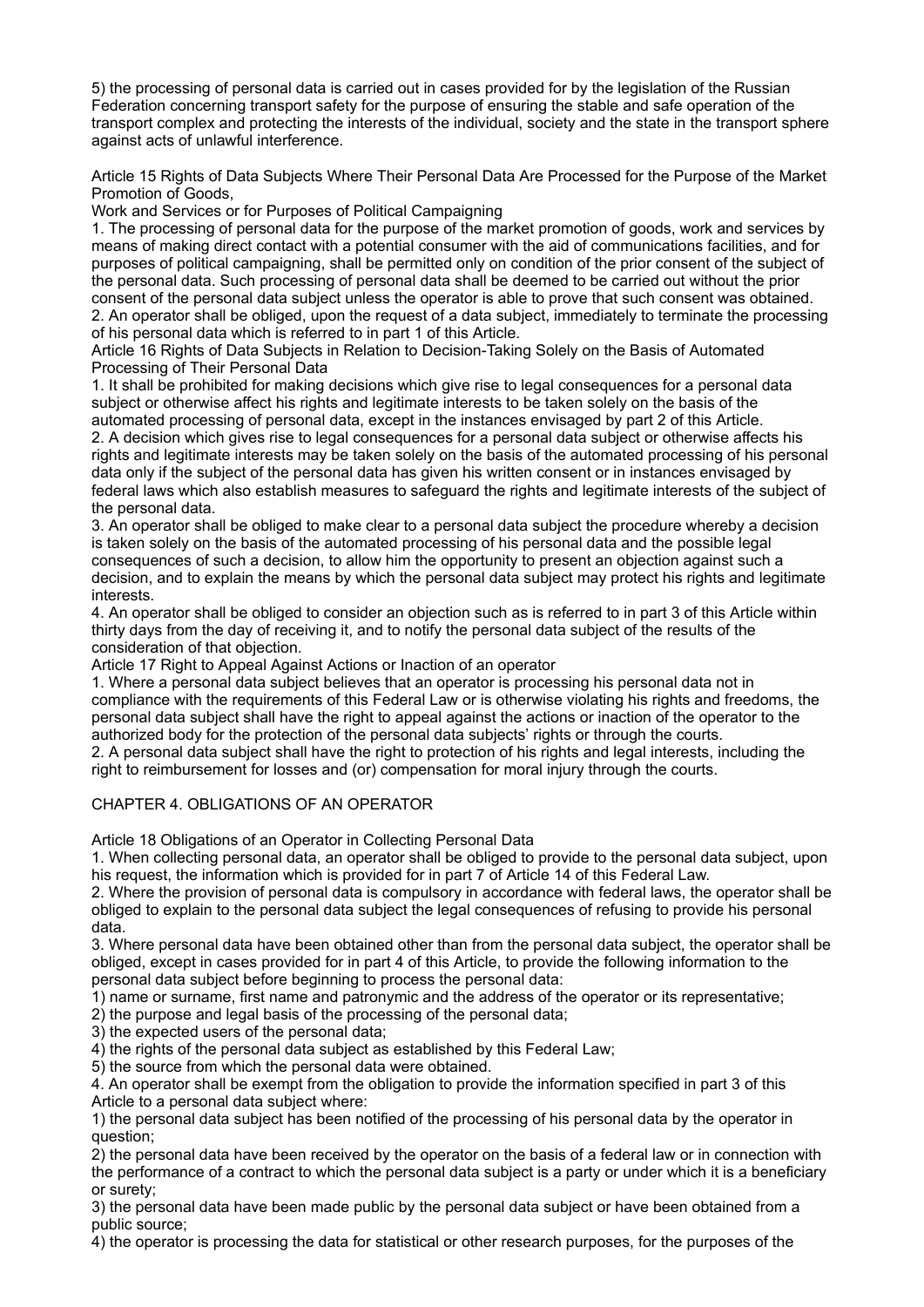5) the processing of personal data is carried out in cases provided for by the legislation of the Russian Federation concerning transport safety for the purpose of ensuring the stable and safe operation of the transport complex and protecting the interests of the individual, society and the state in the transport sphere against acts of unlawful interference.

### Article 15 Rights of Data Subjects Where Their Personal Data Are Processed for the Purpose of the Market Promotion of Goods, Work and Services or for Purposes of Political Campaigning

1. The processing of personal data for the purpose of the market promotion of goods, work and services by means of making direct contact with a potential consumer with the aid of communications facilities, and for purposes of political campaigning, shall be permitted only on condition of the prior consent of the subject of the personal data. Such processing of personal data shall be deemed to be carried out without the prior consent of the personal data subject unless the operator is able to prove that such consent was obtained.
2. An operator shall be obliged, upon the request of a data subject, immediately to terminate the processing of his personal data which is referred to in part 1 of this Article.

### Article 16 Rights of Data Subjects in Relation to Decision-Taking Solely on the Basis of Automated Processing of Their Personal Data

1. It shall be prohibited for making decisions which give rise to legal consequences for a personal data subject or otherwise affect his rights and legitimate interests to be taken solely on the basis of the automated processing of personal data, except in the instances envisaged by part 2 of this Article.
2. A decision which gives rise to legal consequences for a personal data subject or otherwise affects his rights and legitimate interests may be taken solely on the basis of the automated processing of his personal data only if the subject of the personal data has given his written consent or in instances envisaged by federal laws which also establish measures to safeguard the rights and legitimate interests of the subject of the personal data.
3. An operator shall be obliged to make clear to a personal data subject the procedure whereby a decision is taken solely on the basis of the automated processing of his personal data and the possible legal consequences of such a decision, to allow him the opportunity to present an objection against such a decision, and to explain the means by which the personal data subject may protect his rights and legitimate interests.
4. An operator shall be obliged to consider an objection such as is referred to in part 3 of this Article within thirty days from the day of receiving it, and to notify the personal data subject of the results of the consideration of that objection.

### Article 17 Right to Appeal Against Actions or Inaction of an operator

1. Where a personal data subject believes that an operator is processing his personal data not in compliance with the requirements of this Federal Law or is otherwise violating his rights and freedoms, the personal data subject shall have the right to appeal against the actions or inaction of the operator to the authorized body for the protection of the personal data subjects' rights or through the courts.
2. A personal data subject shall have the right to protection of his rights and legal interests, including the right to reimbursement for losses and (or) compensation for moral injury through the courts.

## CHAPTER 4. OBLIGATIONS OF AN OPERATOR

### Article 18 Obligations of an Operator in Collecting Personal Data

1. When collecting personal data, an operator shall be obliged to provide to the personal data subject, upon his request, the information which is provided for in part 7 of Article 14 of this Federal Law.
2. Where the provision of personal data is compulsory in accordance with federal laws, the operator shall be obliged to explain to the personal data subject the legal consequences of refusing to provide his personal data.
3. Where personal data have been obtained other than from the personal data subject, the operator shall be obliged, except in cases provided for in part 4 of this Article, to provide the following information to the personal data subject before beginning to process the personal data:

1) name or surname, first name and patronymic and the address of the operator or its representative;
2) the purpose and legal basis of the processing of the personal data;
3) the expected users of the personal data;
4) the rights of the personal data subject as established by this Federal Law;
5) the source from which the personal data were obtained.

4. An operator shall be exempt from the obligation to provide the information specified in part 3 of this Article to a personal data subject where:

1) the personal data subject has been notified of the processing of his personal data by the operator in question;
2) the personal data have been received by the operator on the basis of a federal law or in connection with the performance of a contract to which the personal data subject is a party or under which it is a beneficiary or surety;
3) the personal data have been made public by the personal data subject or have been obtained from a public source;
4) the operator is processing the data for statistical or other research purposes, for the purposes of the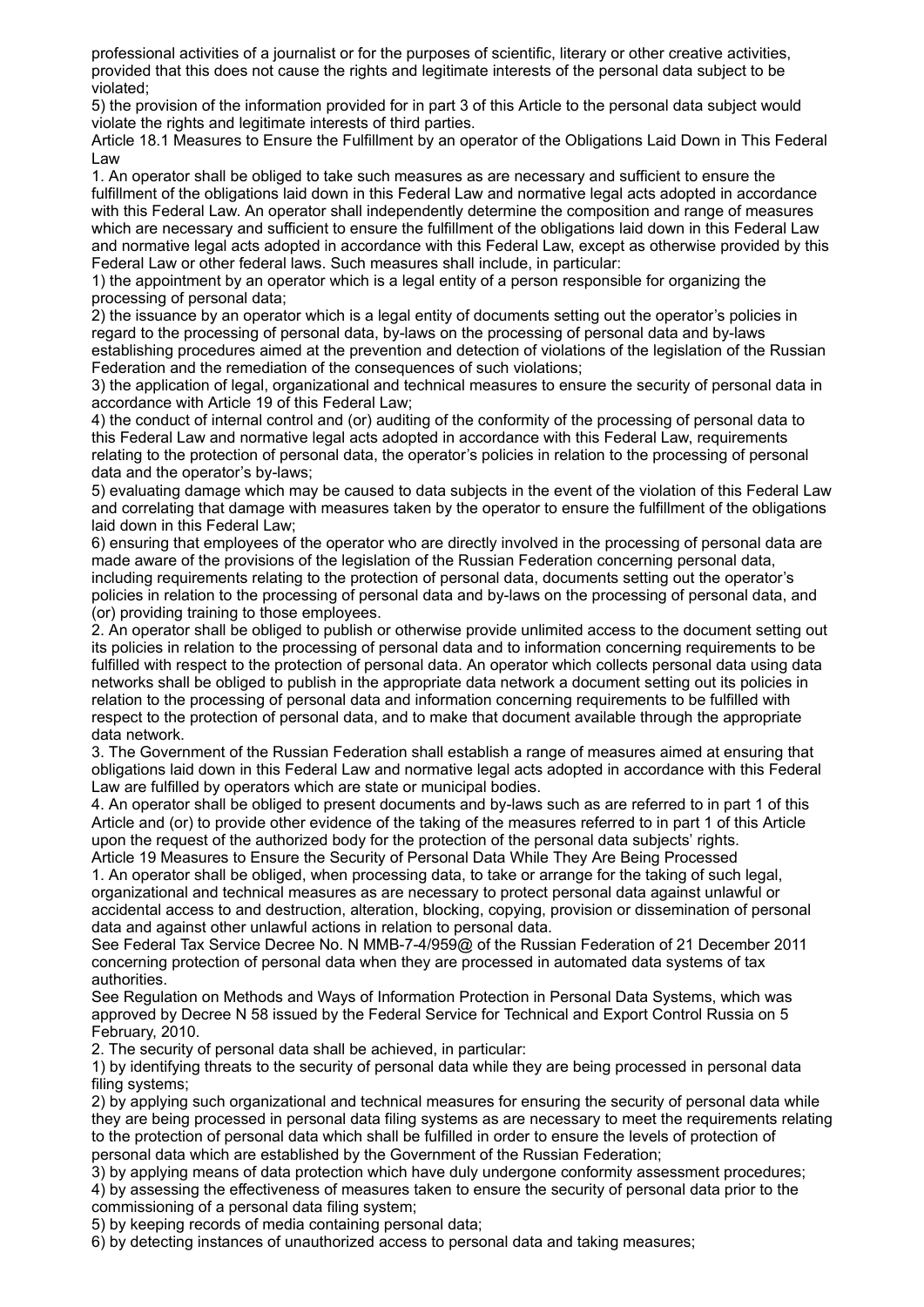professional activities of a journalist or for the purposes of scientific, literary or other creative activities, provided that this does not cause the rights and legitimate interests of the personal data subject to be violated;

5) the provision of the information provided for in part 3 of this Article to the personal data subject would violate the rights and legitimate interests of third parties.

## Article 18.1 Measures to Ensure the Fulfillment by an operator of the Obligations Laid Down in This Federal Law

1. An operator shall be obliged to take such measures as are necessary and sufficient to ensure the fulfillment of the obligations laid down in this Federal Law and normative legal acts adopted in accordance with this Federal Law. An operator shall independently determine the composition and range of measures which are necessary and sufficient to ensure the fulfillment of the obligations laid down in this Federal Law and normative legal acts adopted in accordance with this Federal Law, except as otherwise provided by this Federal Law or other federal laws. Such measures shall include, in particular:

1) the appointment by an operator which is a legal entity of a person responsible for organizing the processing of personal data;

2) the issuance by an operator which is a legal entity of documents setting out the operator's policies in regard to the processing of personal data, by-laws on the processing of personal data and by-laws establishing procedures aimed at the prevention and detection of violations of the legislation of the Russian Federation and the remediation of the consequences of such violations;

3) the application of legal, organizational and technical measures to ensure the security of personal data in accordance with Article 19 of this Federal Law;

4) the conduct of internal control and (or) auditing of the conformity of the processing of personal data to this Federal Law and normative legal acts adopted in accordance with this Federal Law, requirements relating to the protection of personal data, the operator's policies in relation to the processing of personal data and the operator's by-laws;

5) evaluating damage which may be caused to data subjects in the event of the violation of this Federal Law and correlating that damage with measures taken by the operator to ensure the fulfillment of the obligations laid down in this Federal Law;

6) ensuring that employees of the operator who are directly involved in the processing of personal data are made aware of the provisions of the legislation of the Russian Federation concerning personal data, including requirements relating to the protection of personal data, documents setting out the operator's policies in relation to the processing of personal data and by-laws on the processing of personal data, and (or) providing training to those employees.

2. An operator shall be obliged to publish or otherwise provide unlimited access to the document setting out its policies in relation to the processing of personal data and to information concerning requirements to be fulfilled with respect to the protection of personal data. An operator which collects personal data using data networks shall be obliged to publish in the appropriate data network a document setting out its policies in relation to the processing of personal data and information concerning requirements to be fulfilled with respect to the protection of personal data, and to make that document available through the appropriate data network.

3. The Government of the Russian Federation shall establish a range of measures aimed at ensuring that obligations laid down in this Federal Law and normative legal acts adopted in accordance with this Federal Law are fulfilled by operators which are state or municipal bodies.

4. An operator shall be obliged to present documents and by-laws such as are referred to in part 1 of this Article and (or) to provide other evidence of the taking of the measures referred to in part 1 of this Article upon the request of the authorized body for the protection of the personal data subjects' rights.

## Article 19 Measures to Ensure the Security of Personal Data While They Are Being Processed

1. An operator shall be obliged, when processing data, to take or arrange for the taking of such legal, organizational and technical measures as are necessary to protect personal data against unlawful or accidental access to and destruction, alteration, blocking, copying, provision or dissemination of personal data and against other unlawful actions in relation to personal data.

See Federal Tax Service Decree No. N MMB-7-4/959@ of the Russian Federation of 21 December 2011 concerning protection of personal data when they are processed in automated data systems of tax authorities.

See Regulation on Methods and Ways of Information Protection in Personal Data Systems, which was approved by Decree N 58 issued by the Federal Service for Technical and Export Control Russia on 5 February, 2010.

2. The security of personal data shall be achieved, in particular:

1) by identifying threats to the security of personal data while they are being processed in personal data filing systems;

2) by applying such organizational and technical measures for ensuring the security of personal data while they are being processed in personal data filing systems as are necessary to meet the requirements relating to the protection of personal data which shall be fulfilled in order to ensure the levels of protection of personal data which are established by the Government of the Russian Federation;

3) by applying means of data protection which have duly undergone conformity assessment procedures;

4) by assessing the effectiveness of measures taken to ensure the security of personal data prior to the commissioning of a personal data filing system;

5) by keeping records of media containing personal data;

6) by detecting instances of unauthorized access to personal data and taking measures;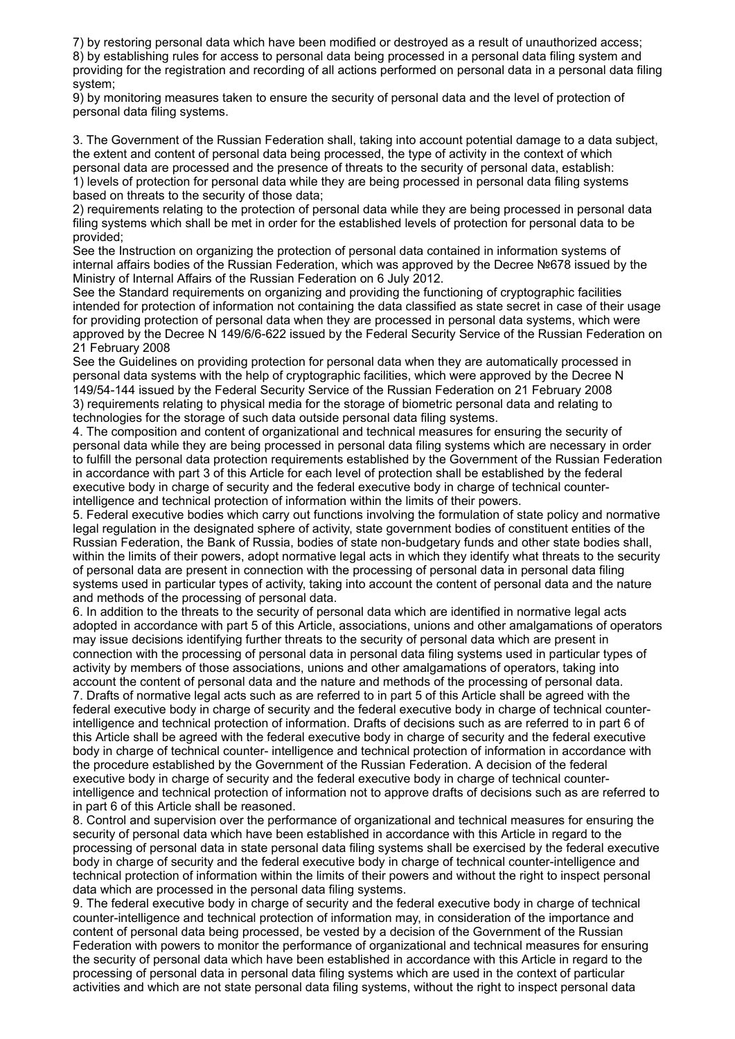7) by restoring personal data which have been modified or destroyed as a result of unauthorized access;
8) by establishing rules for access to personal data being processed in a personal data filing system and providing for the registration and recording of all actions performed on personal data in a personal data filing system;
9) by monitoring measures taken to ensure the security of personal data and the level of protection of personal data filing systems.

3. The Government of the Russian Federation shall, taking into account potential damage to a data subject, the extent and content of personal data being processed, the type of activity in the context of which personal data are processed and the presence of threats to the security of personal data, establish:
1) levels of protection for personal data while they are being processed in personal data filing systems based on threats to the security of those data;
2) requirements relating to the protection of personal data while they are being processed in personal data filing systems which shall be met in order for the established levels of protection for personal data to be provided;
See the Instruction on organizing the protection of personal data contained in information systems of internal affairs bodies of the Russian Federation, which was approved by the Decree №678 issued by the Ministry of Internal Affairs of the Russian Federation on 6 July 2012.
See the Standard requirements on organizing and providing the functioning of cryptographic facilities intended for protection of information not containing the data classified as state secret in case of their usage for providing protection of personal data when they are processed in personal data systems, which were approved by the Decree N 149/6/6-622 issued by the Federal Security Service of the Russian Federation on 21 February 2008
See the Guidelines on providing protection for personal data when they are automatically processed in personal data systems with the help of cryptographic facilities, which were approved by the Decree N 149/54-144 issued by the Federal Security Service of the Russian Federation on 21 February 2008
3) requirements relating to physical media for the storage of biometric personal data and relating to technologies for the storage of such data outside personal data filing systems.
4. The composition and content of organizational and technical measures for ensuring the security of personal data while they are being processed in personal data filing systems which are necessary in order to fulfill the personal data protection requirements established by the Government of the Russian Federation in accordance with part 3 of this Article for each level of protection shall be established by the federal executive body in charge of security and the federal executive body in charge of technical counter-intelligence and technical protection of information within the limits of their powers.
5. Federal executive bodies which carry out functions involving the formulation of state policy and normative legal regulation in the designated sphere of activity, state government bodies of constituent entities of the Russian Federation, the Bank of Russia, bodies of state non-budgetary funds and other state bodies shall, within the limits of their powers, adopt normative legal acts in which they identify what threats to the security of personal data are present in connection with the processing of personal data in personal data filing systems used in particular types of activity, taking into account the content of personal data and the nature and methods of the processing of personal data.
6. In addition to the threats to the security of personal data which are identified in normative legal acts adopted in accordance with part 5 of this Article, associations, unions and other amalgamations of operators may issue decisions identifying further threats to the security of personal data which are present in connection with the processing of personal data in personal data filing systems used in particular types of activity by members of those associations, unions and other amalgamations of operators, taking into account the content of personal data and the nature and methods of the processing of personal data.
7. Drafts of normative legal acts such as are referred to in part 5 of this Article shall be agreed with the federal executive body in charge of security and the federal executive body in charge of technical counter-intelligence and technical protection of information. Drafts of decisions such as are referred to in part 6 of this Article shall be agreed with the federal executive body in charge of security and the federal executive body in charge of technical counter- intelligence and technical protection of information in accordance with the procedure established by the Government of the Russian Federation. A decision of the federal executive body in charge of security and the federal executive body in charge of technical counter-intelligence and technical protection of information not to approve drafts of decisions such as are referred to in part 6 of this Article shall be reasoned.
8. Control and supervision over the performance of organizational and technical measures for ensuring the security of personal data which have been established in accordance with this Article in regard to the processing of personal data in state personal data filing systems shall be exercised by the federal executive body in charge of security and the federal executive body in charge of technical counter-intelligence and technical protection of information within the limits of their powers and without the right to inspect personal data which are processed in the personal data filing systems.
9. The federal executive body in charge of security and the federal executive body in charge of technical counter-intelligence and technical protection of information may, in consideration of the importance and content of personal data being processed, be vested by a decision of the Government of the Russian Federation with powers to monitor the performance of organizational and technical measures for ensuring the security of personal data which have been established in accordance with this Article in regard to the processing of personal data in personal data filing systems which are used in the context of particular activities and which are not state personal data filing systems, without the right to inspect personal data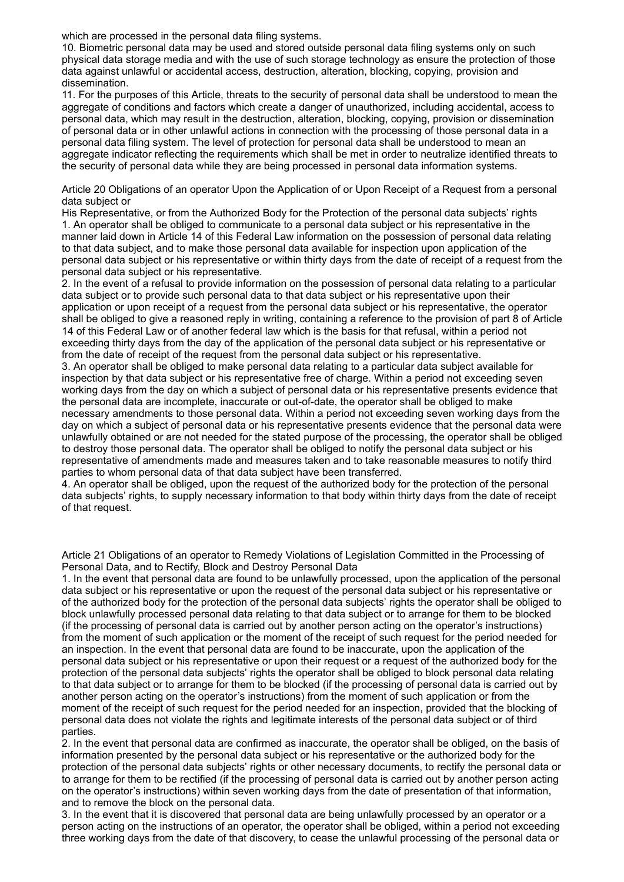which are processed in the personal data filing systems.

10. Biometric personal data may be used and stored outside personal data filing systems only on such physical data storage media and with the use of such storage technology as ensure the protection of those data against unlawful or accidental access, destruction, alteration, blocking, copying, provision and dissemination.

11. For the purposes of this Article, threats to the security of personal data shall be understood to mean the aggregate of conditions and factors which create a danger of unauthorized, including accidental, access to personal data, which may result in the destruction, alteration, blocking, copying, provision or dissemination of personal data or in other unlawful actions in connection with the processing of those personal data in a personal data filing system. The level of protection for personal data shall be understood to mean an aggregate indicator reflecting the requirements which shall be met in order to neutralize identified threats to the security of personal data while they are being processed in personal data information systems.

Article 20 Obligations of an operator Upon the Application of or Upon Receipt of a Request from a personal data subject or
His Representative, or from the Authorized Body for the Protection of the personal data subjects' rights

1. An operator shall be obliged to communicate to a personal data subject or his representative in the manner laid down in Article 14 of this Federal Law information on the possession of personal data relating to that data subject, and to make those personal data available for inspection upon application of the personal data subject or his representative or within thirty days from the date of receipt of a request from the personal data subject or his representative.

2. In the event of a refusal to provide information on the possession of personal data relating to a particular data subject or to provide such personal data to that data subject or his representative upon their application or upon receipt of a request from the personal data subject or his representative, the operator shall be obliged to give a reasoned reply in writing, containing a reference to the provision of part 8 of Article 14 of this Federal Law or of another federal law which is the basis for that refusal, within a period not exceeding thirty days from the day of the application of the personal data subject or his representative or from the date of receipt of the request from the personal data subject or his representative.

3. An operator shall be obliged to make personal data relating to a particular data subject available for inspection by that data subject or his representative free of charge. Within a period not exceeding seven working days from the day on which a subject of personal data or his representative presents evidence that the personal data are incomplete, inaccurate or out-of-date, the operator shall be obliged to make necessary amendments to those personal data. Within a period not exceeding seven working days from the day on which a subject of personal data or his representative presents evidence that the personal data were unlawfully obtained or are not needed for the stated purpose of the processing, the operator shall be obliged to destroy those personal data. The operator shall be obliged to notify the personal data subject or his representative of amendments made and measures taken and to take reasonable measures to notify third parties to whom personal data of that data subject have been transferred.

4. An operator shall be obliged, upon the request of the authorized body for the protection of the personal data subjects' rights, to supply necessary information to that body within thirty days from the date of receipt of that request.

Article 21 Obligations of an operator to Remedy Violations of Legislation Committed in the Processing of Personal Data, and to Rectify, Block and Destroy Personal Data

1. In the event that personal data are found to be unlawfully processed, upon the application of the personal data subject or his representative or upon the request of the personal data subject or his representative or of the authorized body for the protection of the personal data subjects' rights the operator shall be obliged to block unlawfully processed personal data relating to that data subject or to arrange for them to be blocked (if the processing of personal data is carried out by another person acting on the operator's instructions) from the moment of such application or the moment of the receipt of such request for the period needed for an inspection. In the event that personal data are found to be inaccurate, upon the application of the personal data subject or his representative or upon their request or a request of the authorized body for the protection of the personal data subjects' rights the operator shall be obliged to block personal data relating to that data subject or to arrange for them to be blocked (if the processing of personal data is carried out by another person acting on the operator's instructions) from the moment of such application or from the moment of the receipt of such request for the period needed for an inspection, provided that the blocking of personal data does not violate the rights and legitimate interests of the personal data subject or of third parties.

2. In the event that personal data are confirmed as inaccurate, the operator shall be obliged, on the basis of information presented by the personal data subject or his representative or the authorized body for the protection of the personal data subjects' rights or other necessary documents, to rectify the personal data or to arrange for them to be rectified (if the processing of personal data is carried out by another person acting on the operator's instructions) within seven working days from the date of presentation of that information, and to remove the block on the personal data.

3. In the event that it is discovered that personal data are being unlawfully processed by an operator or a person acting on the instructions of an operator, the operator shall be obliged, within a period not exceeding three working days from the date of that discovery, to cease the unlawful processing of the personal data or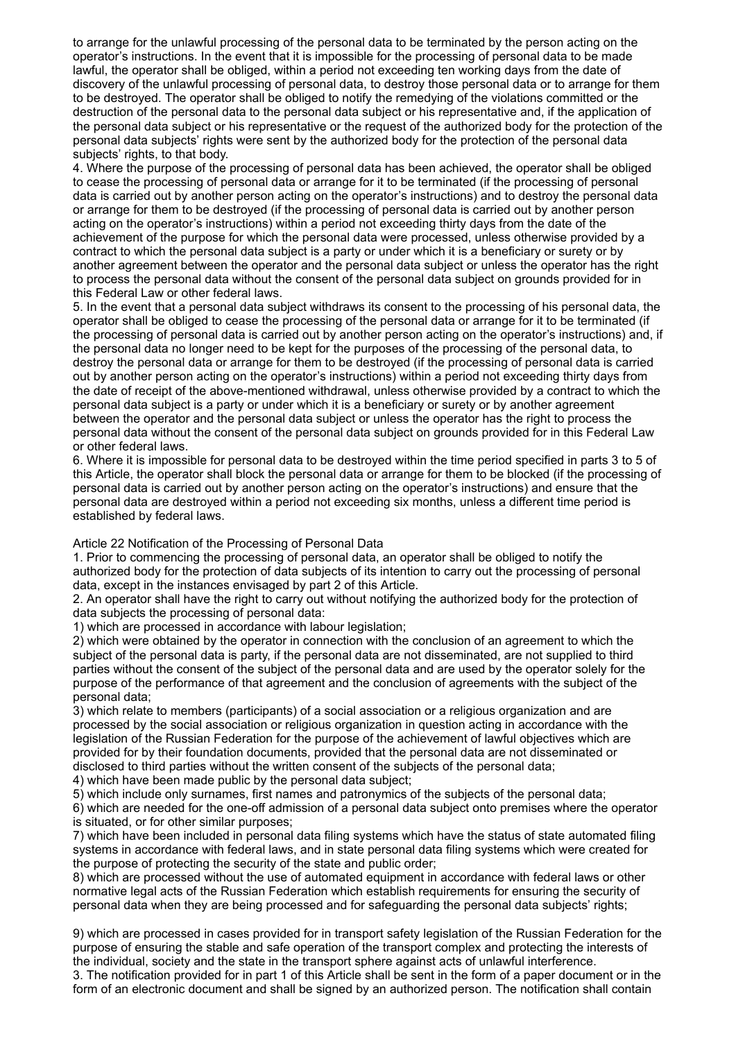to arrange for the unlawful processing of the personal data to be terminated by the person acting on the operator's instructions. In the event that it is impossible for the processing of personal data to be made lawful, the operator shall be obliged, within a period not exceeding ten working days from the date of discovery of the unlawful processing of personal data, to destroy those personal data or to arrange for them to be destroyed. The operator shall be obliged to notify the remedying of the violations committed or the destruction of the personal data to the personal data subject or his representative and, if the application of the personal data subject or his representative or the request of the authorized body for the protection of the personal data subjects' rights were sent by the authorized body for the protection of the personal data subjects' rights, to that body.

4. Where the purpose of the processing of personal data has been achieved, the operator shall be obliged to cease the processing of personal data or arrange for it to be terminated (if the processing of personal data is carried out by another person acting on the operator's instructions) and to destroy the personal data or arrange for them to be destroyed (if the processing of personal data is carried out by another person acting on the operator's instructions) within a period not exceeding thirty days from the date of the achievement of the purpose for which the personal data were processed, unless otherwise provided by a contract to which the personal data subject is a party or under which it is a beneficiary or surety or by another agreement between the operator and the personal data subject or unless the operator has the right to process the personal data without the consent of the personal data subject on grounds provided for in this Federal Law or other federal laws.

5. In the event that a personal data subject withdraws its consent to the processing of his personal data, the operator shall be obliged to cease the processing of the personal data or arrange for it to be terminated (if the processing of personal data is carried out by another person acting on the operator's instructions) and, if the personal data no longer need to be kept for the purposes of the processing of the personal data, to destroy the personal data or arrange for them to be destroyed (if the processing of personal data is carried out by another person acting on the operator's instructions) within a period not exceeding thirty days from the date of receipt of the above-mentioned withdrawal, unless otherwise provided by a contract to which the personal data subject is a party or under which it is a beneficiary or surety or by another agreement between the operator and the personal data subject or unless the operator has the right to process the personal data without the consent of the personal data subject on grounds provided for in this Federal Law or other federal laws.

6. Where it is impossible for personal data to be destroyed within the time period specified in parts 3 to 5 of this Article, the operator shall block the personal data or arrange for them to be blocked (if the processing of personal data is carried out by another person acting on the operator's instructions) and ensure that the personal data are destroyed within a period not exceeding six months, unless a different time period is established by federal laws.

## Article 22 Notification of the Processing of Personal Data

1. Prior to commencing the processing of personal data, an operator shall be obliged to notify the authorized body for the protection of data subjects of its intention to carry out the processing of personal data, except in the instances envisaged by part 2 of this Article.

2. An operator shall have the right to carry out without notifying the authorized body for the protection of data subjects the processing of personal data:

1) which are processed in accordance with labour legislation;

2) which were obtained by the operator in connection with the conclusion of an agreement to which the subject of the personal data is party, if the personal data are not disseminated, are not supplied to third parties without the consent of the subject of the personal data and are used by the operator solely for the purpose of the performance of that agreement and the conclusion of agreements with the subject of the personal data;

3) which relate to members (participants) of a social association or a religious organization and are processed by the social association or religious organization in question acting in accordance with the legislation of the Russian Federation for the purpose of the achievement of lawful objectives which are provided for by their foundation documents, provided that the personal data are not disseminated or disclosed to third parties without the written consent of the subjects of the personal data;

4) which have been made public by the personal data subject;

5) which include only surnames, first names and patronymics of the subjects of the personal data;

6) which are needed for the one-off admission of a personal data subject onto premises where the operator is situated, or for other similar purposes;

7) which have been included in personal data filing systems which have the status of state automated filing systems in accordance with federal laws, and in state personal data filing systems which were created for the purpose of protecting the security of the state and public order;

8) which are processed without the use of automated equipment in accordance with federal laws or other normative legal acts of the Russian Federation which establish requirements for ensuring the security of personal data when they are being processed and for safeguarding the personal data subjects' rights;

9) which are processed in cases provided for in transport safety legislation of the Russian Federation for the purpose of ensuring the stable and safe operation of the transport complex and protecting the interests of the individual, society and the state in the transport sphere against acts of unlawful interference.

3. The notification provided for in part 1 of this Article shall be sent in the form of a paper document or in the form of an electronic document and shall be signed by an authorized person. The notification shall contain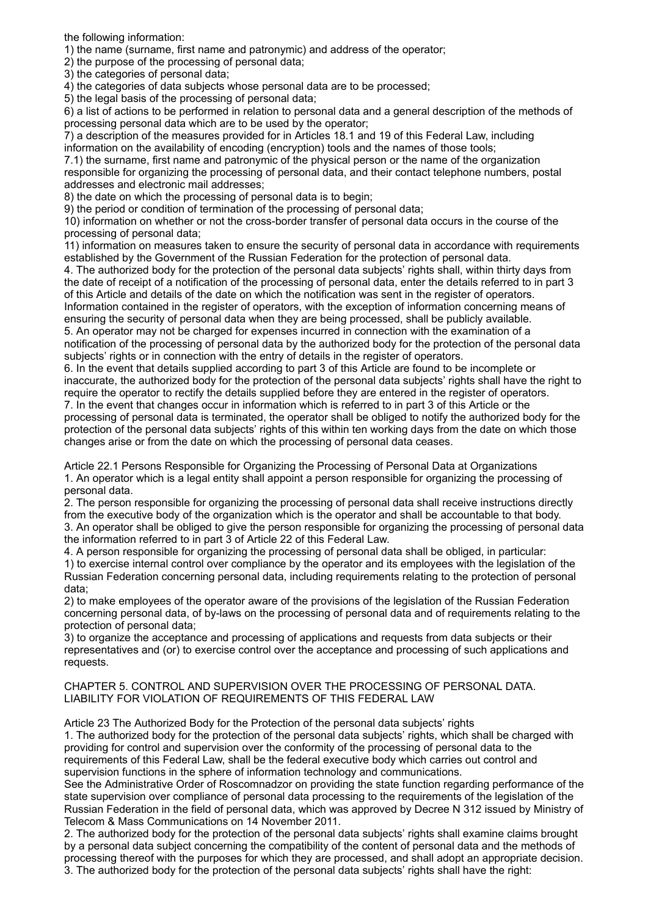the following information:

1) the name (surname, first name and patronymic) and address of the operator;

2) the purpose of the processing of personal data;

3) the categories of personal data;

4) the categories of data subjects whose personal data are to be processed;

5) the legal basis of the processing of personal data;

6) a list of actions to be performed in relation to personal data and a general description of the methods of processing personal data which are to be used by the operator;

7) a description of the measures provided for in Articles 18.1 and 19 of this Federal Law, including information on the availability of encoding (encryption) tools and the names of those tools;

7.1) the surname, first name and patronymic of the physical person or the name of the organization responsible for organizing the processing of personal data, and their contact telephone numbers, postal addresses and electronic mail addresses;

8) the date on which the processing of personal data is to begin;

9) the period or condition of termination of the processing of personal data;

10) information on whether or not the cross-border transfer of personal data occurs in the course of the processing of personal data;

11) information on measures taken to ensure the security of personal data in accordance with requirements established by the Government of the Russian Federation for the protection of personal data.

4. The authorized body for the protection of the personal data subjects' rights shall, within thirty days from the date of receipt of a notification of the processing of personal data, enter the details referred to in part 3 of this Article and details of the date on which the notification was sent in the register of operators. Information contained in the register of operators, with the exception of information concerning means of ensuring the security of personal data when they are being processed, shall be publicly available.

5. An operator may not be charged for expenses incurred in connection with the examination of a notification of the processing of personal data by the authorized body for the protection of the personal data subjects' rights or in connection with the entry of details in the register of operators.

6. In the event that details supplied according to part 3 of this Article are found to be incomplete or inaccurate, the authorized body for the protection of the personal data subjects' rights shall have the right to require the operator to rectify the details supplied before they are entered in the register of operators.

7. In the event that changes occur in information which is referred to in part 3 of this Article or the processing of personal data is terminated, the operator shall be obliged to notify the authorized body for the protection of the personal data subjects' rights of this within ten working days from the date on which those changes arise or from the date on which the processing of personal data ceases.

Article 22.1 Persons Responsible for Organizing the Processing of Personal Data at Organizations

1. An operator which is a legal entity shall appoint a person responsible for organizing the processing of personal data.

2. The person responsible for organizing the processing of personal data shall receive instructions directly from the executive body of the organization which is the operator and shall be accountable to that body.

3. An operator shall be obliged to give the person responsible for organizing the processing of personal data the information referred to in part 3 of Article 22 of this Federal Law.

4. A person responsible for organizing the processing of personal data shall be obliged, in particular:

1) to exercise internal control over compliance by the operator and its employees with the legislation of the Russian Federation concerning personal data, including requirements relating to the protection of personal data;

2) to make employees of the operator aware of the provisions of the legislation of the Russian Federation concerning personal data, of by-laws on the processing of personal data and of requirements relating to the protection of personal data;

3) to organize the acceptance and processing of applications and requests from data subjects or their representatives and (or) to exercise control over the acceptance and processing of such applications and requests.

## CHAPTER 5. CONTROL AND SUPERVISION OVER THE PROCESSING OF PERSONAL DATA. LIABILITY FOR VIOLATION OF REQUIREMENTS OF THIS FEDERAL LAW

Article 23 The Authorized Body for the Protection of the personal data subjects' rights

1. The authorized body for the protection of the personal data subjects' rights, which shall be charged with providing for control and supervision over the conformity of the processing of personal data to the requirements of this Federal Law, shall be the federal executive body which carries out control and supervision functions in the sphere of information technology and communications.

See the Administrative Order of Roscomnadzor on providing the state function regarding performance of the state supervision over compliance of personal data processing to the requirements of the legislation of the Russian Federation in the field of personal data, which was approved by Decree N 312 issued by Ministry of Telecom & Mass Communications on 14 November 2011.

2. The authorized body for the protection of the personal data subjects' rights shall examine claims brought by a personal data subject concerning the compatibility of the content of personal data and the methods of processing thereof with the purposes for which they are processed, and shall adopt an appropriate decision.

3. The authorized body for the protection of the personal data subjects' rights shall have the right: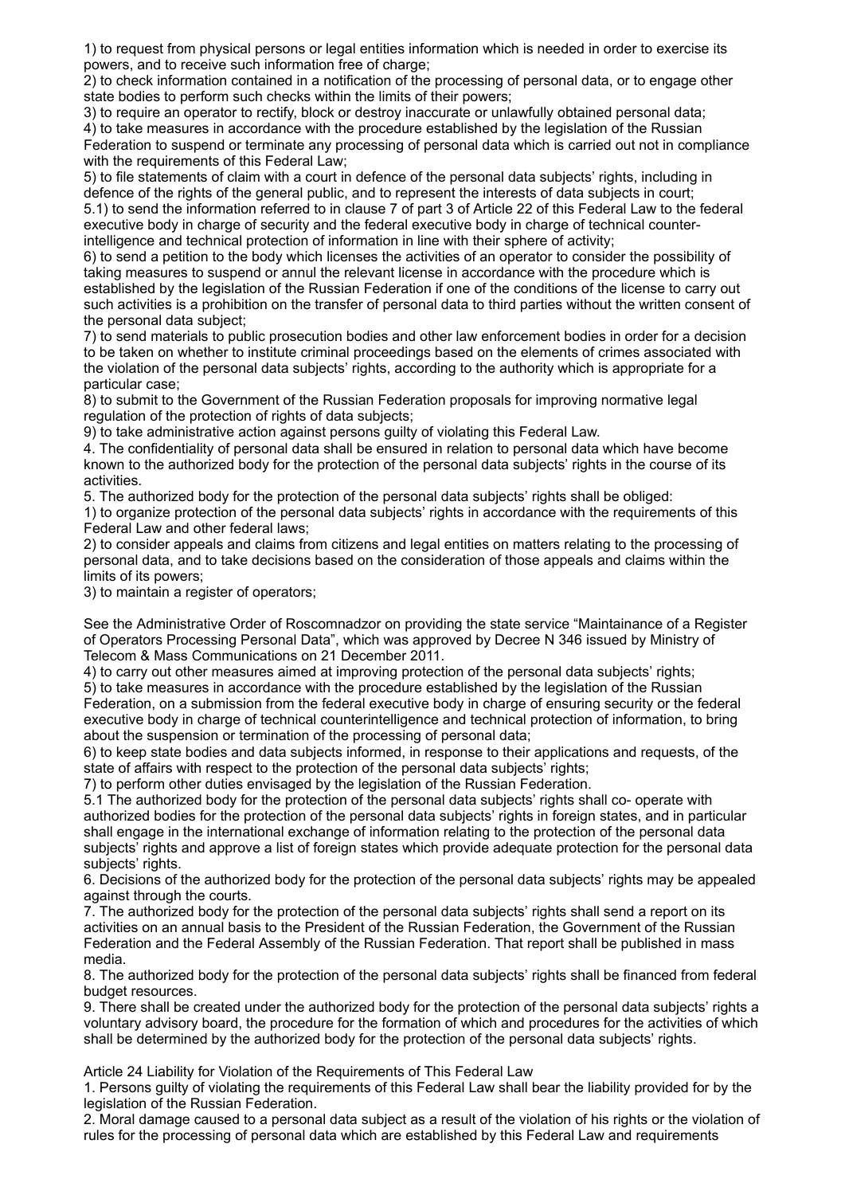1) to request from physical persons or legal entities information which is needed in order to exercise its powers, and to receive such information free of charge;
2) to check information contained in a notification of the processing of personal data, or to engage other state bodies to perform such checks within the limits of their powers;
3) to require an operator to rectify, block or destroy inaccurate or unlawfully obtained personal data;
4) to take measures in accordance with the procedure established by the legislation of the Russian Federation to suspend or terminate any processing of personal data which is carried out not in compliance with the requirements of this Federal Law;
5) to file statements of claim with a court in defence of the personal data subjects' rights, including in defence of the rights of the general public, and to represent the interests of data subjects in court;
5.1) to send the information referred to in clause 7 of part 3 of Article 22 of this Federal Law to the federal executive body in charge of security and the federal executive body in charge of technical counter-intelligence and technical protection of information in line with their sphere of activity;
6) to send a petition to the body which licenses the activities of an operator to consider the possibility of taking measures to suspend or annul the relevant license in accordance with the procedure which is established by the legislation of the Russian Federation if one of the conditions of the license to carry out such activities is a prohibition on the transfer of personal data to third parties without the written consent of the personal data subject;
7) to send materials to public prosecution bodies and other law enforcement bodies in order for a decision to be taken on whether to institute criminal proceedings based on the elements of crimes associated with the violation of the personal data subjects' rights, according to the authority which is appropriate for a particular case;
8) to submit to the Government of the Russian Federation proposals for improving normative legal regulation of the protection of rights of data subjects;
9) to take administrative action against persons guilty of violating this Federal Law.

4. The confidentiality of personal data shall be ensured in relation to personal data which have become known to the authorized body for the protection of the personal data subjects' rights in the course of its activities.

5. The authorized body for the protection of the personal data subjects' rights shall be obliged:
1) to organize protection of the personal data subjects' rights in accordance with the requirements of this Federal Law and other federal laws;
2) to consider appeals and claims from citizens and legal entities on matters relating to the processing of personal data, and to take decisions based on the consideration of those appeals and claims within the limits of its powers;
3) to maintain a register of operators;

See the Administrative Order of Roscomnadzor on providing the state service "Maintainance of a Register of Operators Processing Personal Data", which was approved by Decree N 346 issued by Ministry of Telecom & Mass Communications on 21 December 2011.

4) to carry out other measures aimed at improving protection of the personal data subjects' rights;
5) to take measures in accordance with the procedure established by the legislation of the Russian Federation, on a submission from the federal executive body in charge of ensuring security or the federal executive body in charge of technical counterintelligence and technical protection of information, to bring about the suspension or termination of the processing of personal data;
6) to keep state bodies and data subjects informed, in response to their applications and requests, of the state of affairs with respect to the protection of the personal data subjects' rights;
7) to perform other duties envisaged by the legislation of the Russian Federation.

5.1 The authorized body for the protection of the personal data subjects' rights shall co- operate with authorized bodies for the protection of the personal data subjects' rights in foreign states, and in particular shall engage in the international exchange of information relating to the protection of the personal data subjects' rights and approve a list of foreign states which provide adequate protection for the personal data subjects' rights.

6. Decisions of the authorized body for the protection of the personal data subjects' rights may be appealed against through the courts.

7. The authorized body for the protection of the personal data subjects' rights shall send a report on its activities on an annual basis to the President of the Russian Federation, the Government of the Russian Federation and the Federal Assembly of the Russian Federation. That report shall be published in mass media.

8. The authorized body for the protection of the personal data subjects' rights shall be financed from federal budget resources.

9. There shall be created under the authorized body for the protection of the personal data subjects' rights a voluntary advisory board, the procedure for the formation of which and procedures for the activities of which shall be determined by the authorized body for the protection of the personal data subjects' rights.

## Article 24 Liability for Violation of the Requirements of This Federal Law

1. Persons guilty of violating the requirements of this Federal Law shall bear the liability provided for by the legislation of the Russian Federation.

2. Moral damage caused to a personal data subject as a result of the violation of his rights or the violation of rules for the processing of personal data which are established by this Federal Law and requirements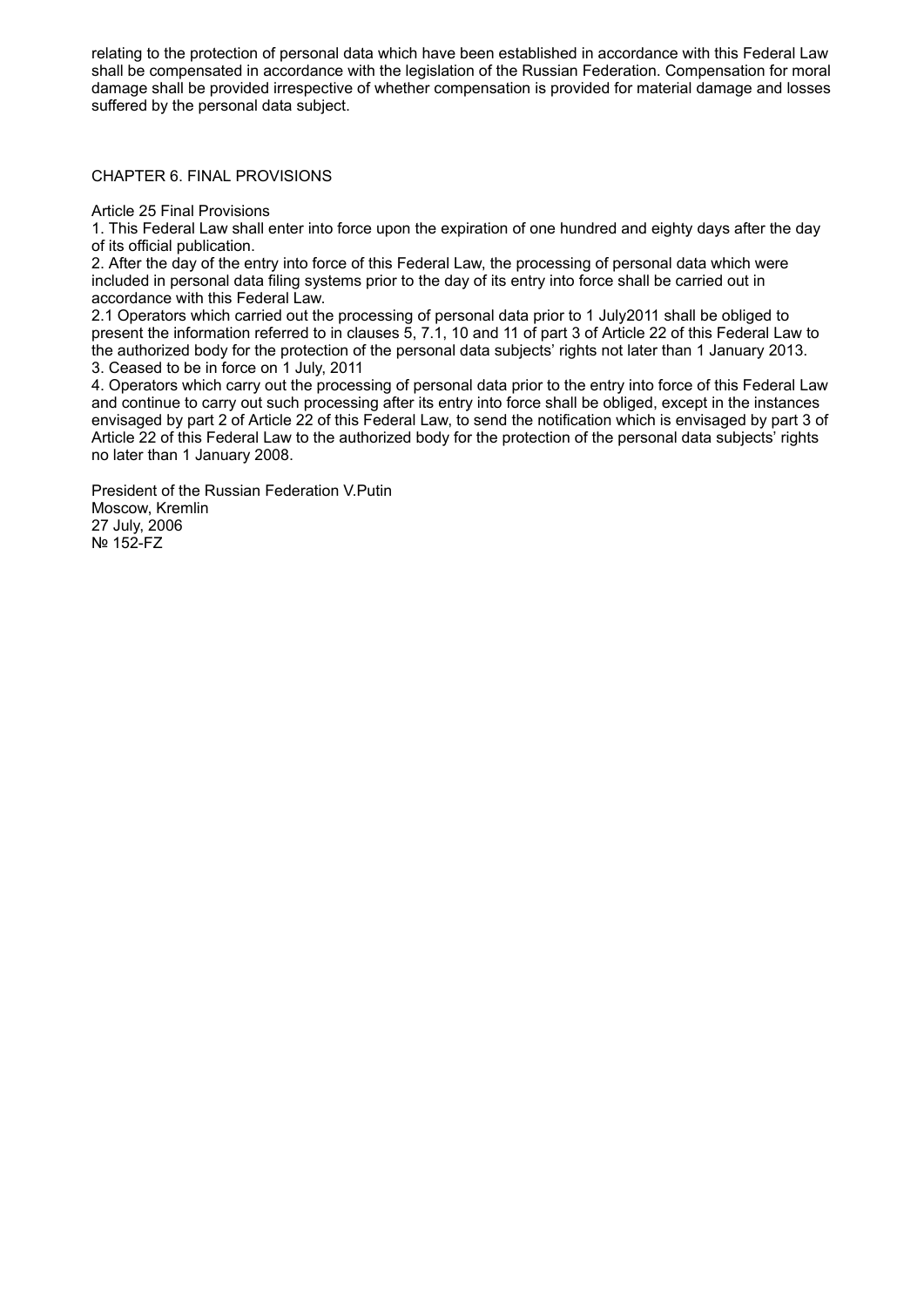relating to the protection of personal data which have been established in accordance with this Federal Law shall be compensated in accordance with the legislation of the Russian Federation. Compensation for moral damage shall be provided irrespective of whether compensation is provided for material damage and losses suffered by the personal data subject.

## CHAPTER 6. FINAL PROVISIONS

### Article 25 Final Provisions

1. This Federal Law shall enter into force upon the expiration of one hundred and eighty days after the day of its official publication.
2. After the day of the entry into force of this Federal Law, the processing of personal data which were included in personal data filing systems prior to the day of its entry into force shall be carried out in accordance with this Federal Law.

2.1 Operators which carried out the processing of personal data prior to 1 July2011 shall be obliged to present the information referred to in clauses 5, 7.1, 10 and 11 of part 3 of Article 22 of this Federal Law to the authorized body for the protection of the personal data subjects' rights not later than 1 January 2013.

3. Ceased to be in force on 1 July, 2011
4. Operators which carry out the processing of personal data prior to the entry into force of this Federal Law and continue to carry out such processing after its entry into force shall be obliged, except in the instances envisaged by part 2 of Article 22 of this Federal Law, to send the notification which is envisaged by part 3 of Article 22 of this Federal Law to the authorized body for the protection of the personal data subjects' rights no later than 1 January 2008.

President of the Russian Federation V.Putin
Moscow, Kremlin
27 July, 2006
№ 152-FZ